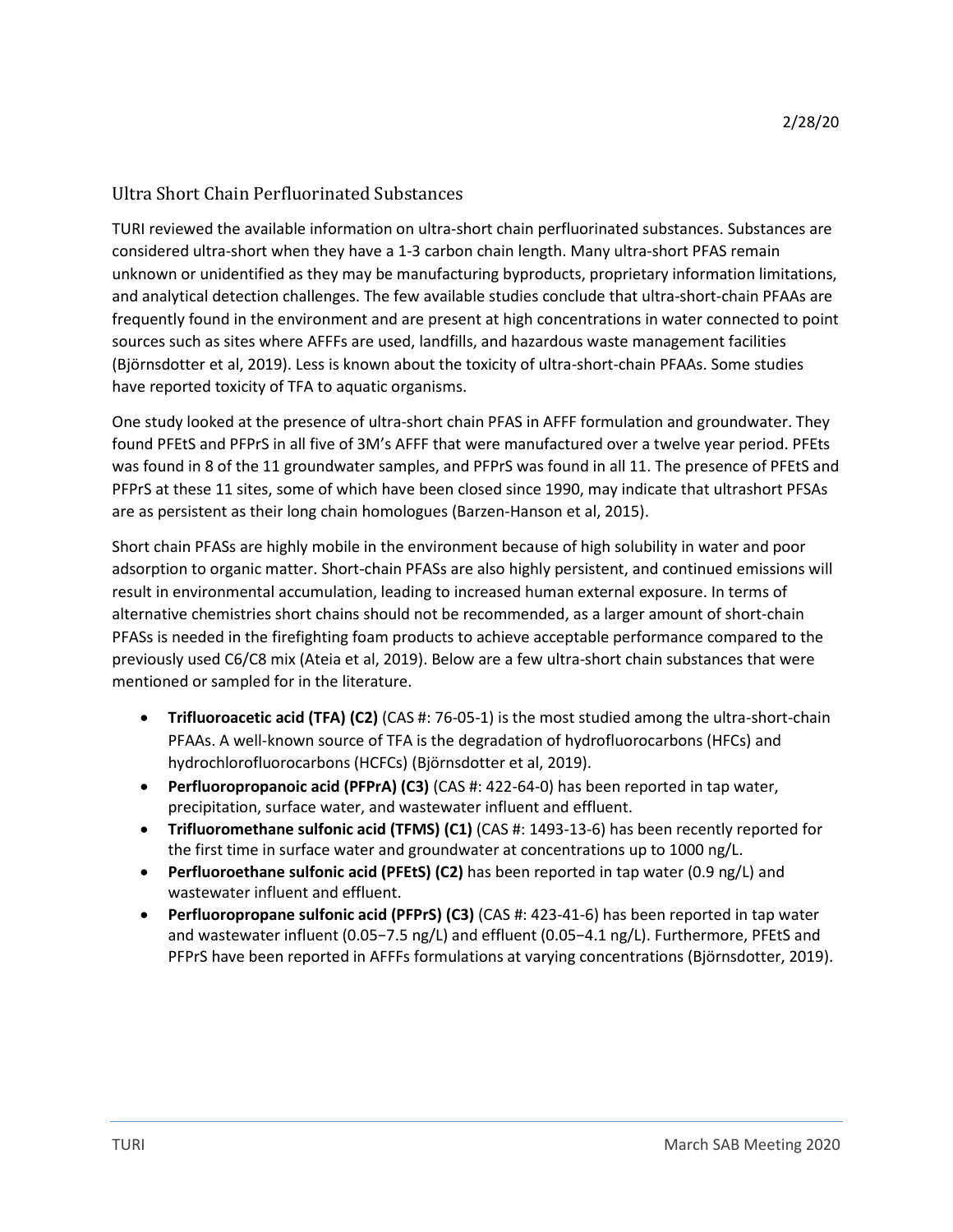2/28/20

## Ultra Short Chain Perfluorinated Substances

TURI reviewed the available information on ultra-short chain perfluorinated substances. Substances are considered ultra-short when they have a 1-3 carbon chain length. Many ultra-short PFAS remain unknown or unidentified as they may be manufacturing byproducts, proprietary information limitations, and analytical detection challenges. The few available studies conclude that ultra-short-chain PFAAs are frequently found in the environment and are present at high concentrations in water connected to point sources such as sites where AFFFs are used, landfills, and hazardous waste management facilities (Björnsdotter et al, 2019). Less is known about the toxicity of ultra-short-chain PFAAs. Some studies have reported toxicity of TFA to aquatic organisms.

One study looked at the presence of ultra-short chain PFAS in AFFF formulation and groundwater. They found PFEtS and PFPrS in all five of 3M's AFFF that were manufactured over a twelve year period. PFEts was found in 8 of the 11 groundwater samples, and PFPrS was found in all 11. The presence of PFEtS and PFPrS at these 11 sites, some of which have been closed since 1990, may indicate that ultrashort PFSAs are as persistent as their long chain homologues (Barzen-Hanson et al, 2015).

Short chain PFASs are highly mobile in the environment because of high solubility in water and poor adsorption to organic matter. Short-chain PFASs are also highly persistent, and continued emissions will result in environmental accumulation, leading to increased human external exposure. In terms of alternative chemistries short chains should not be recommended, as a larger amount of short-chain PFASs is needed in the firefighting foam products to achieve acceptable performance compared to the previously used C6/C8 mix (Ateia et al, 2019). Below are a few ultra-short chain substances that were mentioned or sampled for in the literature.

- **Trifluoroacetic acid (TFA) (C2)** (CAS #: 76-05-1) is the most studied among the ultra-short-chain PFAAs. A well-known source of TFA is the degradation of hydrofluorocarbons (HFCs) and hydrochlorofluorocarbons (HCFCs) (Björnsdotter et al, 2019).
- **Perfluoropropanoic acid (PFPrA) (C3)** (CAS #: 422-64-0) has been reported in tap water, precipitation, surface water, and wastewater influent and effluent.
- **Trifluoromethane sulfonic acid (TFMS) (C1)** (CAS #: 1493-13-6) has been recently reported for the first time in surface water and groundwater at concentrations up to 1000 ng/L.
- **Perfluoroethane sulfonic acid (PFEtS) (C2)** has been reported in tap water (0.9 ng/L) and wastewater influent and effluent.
- **Perfluoropropane sulfonic acid (PFPrS) (C3)** (CAS #: 423-41-6) has been reported in tap water and wastewater influent (0.05−7.5 ng/L) and effluent (0.05−4.1 ng/L). Furthermore, PFEtS and PFPrS have been reported in AFFFs formulations at varying concentrations (Björnsdotter, 2019).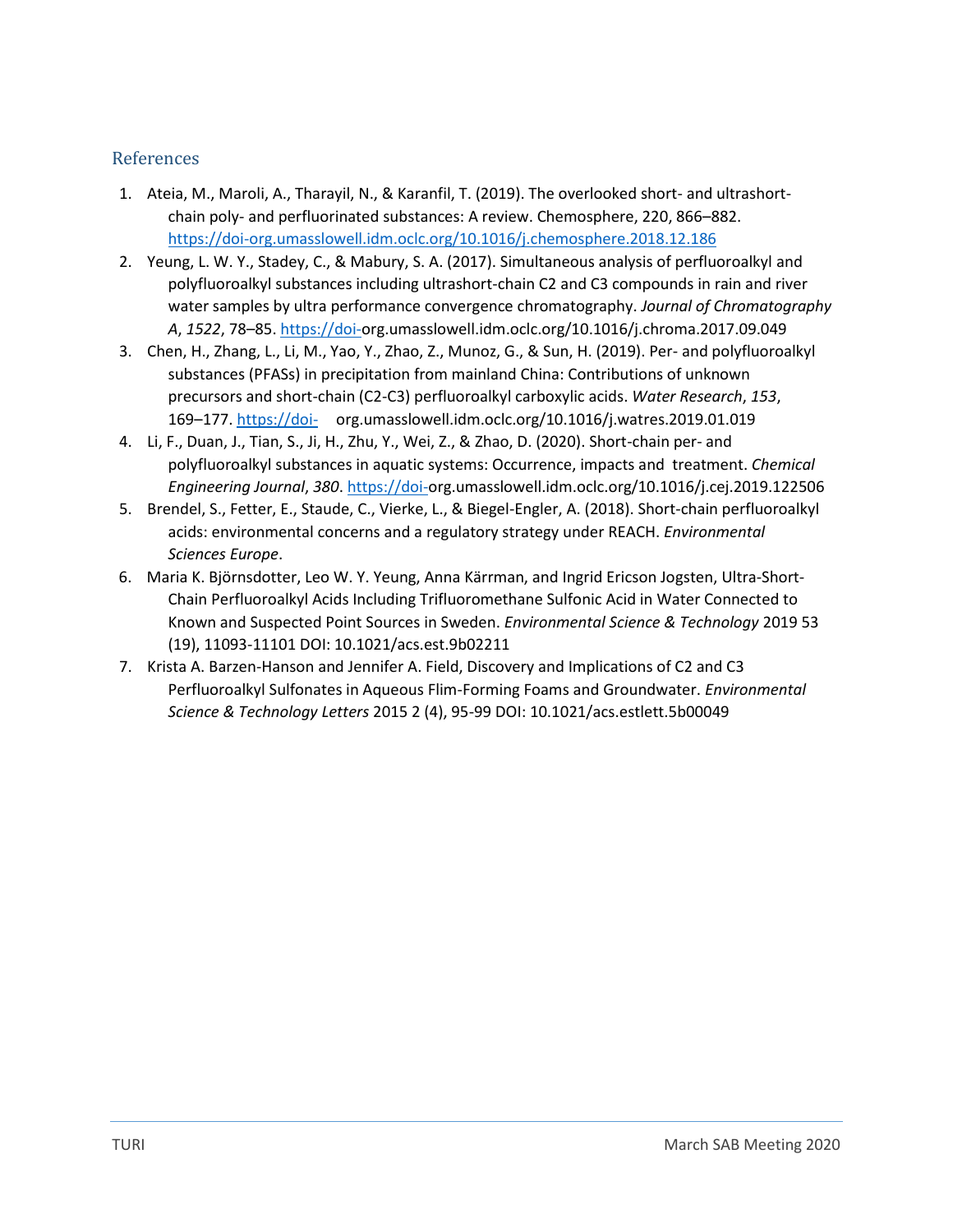## References

1. Ateia, M., Maroli, A., Tharayil, N., & Karanfil, T. (2019). The overlooked short- and ultrashort-chain poly- and perfluorinated substances: A review. Chemosphere, 220, 866–882. https://doi-org.umasslowell.idm.oclc.org/10.1016/j.chemosphere.2018.12.186
2. Yeung, L. W. Y., Stadey, C., & Mabury, S. A. (2017). Simultaneous analysis of perfluoroalkyl and polyfluoroalkyl substances including ultrashort-chain C2 and C3 compounds in rain and river water samples by ultra performance convergence chromatography. *Journal of Chromatography A*, *1522*, 78–85. https://doi-org.umasslowell.idm.oclc.org/10.1016/j.chroma.2017.09.049
3. Chen, H., Zhang, L., Li, M., Yao, Y., Zhao, Z., Munoz, G., & Sun, H. (2019). Per- and polyfluoroalkyl substances (PFASs) in precipitation from mainland China: Contributions of unknown precursors and short-chain (C2-C3) perfluoroalkyl carboxylic acids. *Water Research*, *153*, 169–177. https://doi- org.umasslowell.idm.oclc.org/10.1016/j.watres.2019.01.019
4. Li, F., Duan, J., Tian, S., Ji, H., Zhu, Y., Wei, Z., & Zhao, D. (2020). Short-chain per- and polyfluoroalkyl substances in aquatic systems: Occurrence, impacts and treatment. *Chemical Engineering Journal*, *380*. https://doi-org.umasslowell.idm.oclc.org/10.1016/j.cej.2019.122506
5. Brendel, S., Fetter, E., Staude, C., Vierke, L., & Biegel-Engler, A. (2018). Short-chain perfluoroalkyl acids: environmental concerns and a regulatory strategy under REACH. *Environmental Sciences Europe*.
6. Maria K. Björnsdotter, Leo W. Y. Yeung, Anna Kärrman, and Ingrid Ericson Jogsten, Ultra-Short-Chain Perfluoroalkyl Acids Including Trifluoromethane Sulfonic Acid in Water Connected to Known and Suspected Point Sources in Sweden. *Environmental Science & Technology* 2019 53 (19), 11093-11101 DOI: 10.1021/acs.est.9b02211
7. Krista A. Barzen-Hanson and Jennifer A. Field, Discovery and Implications of C2 and C3 Perfluoroalkyl Sulfonates in Aqueous Flim-Forming Foams and Groundwater. *Environmental Science & Technology Letters* 2015 2 (4), 95-99 DOI: 10.1021/acs.estlett.5b00049